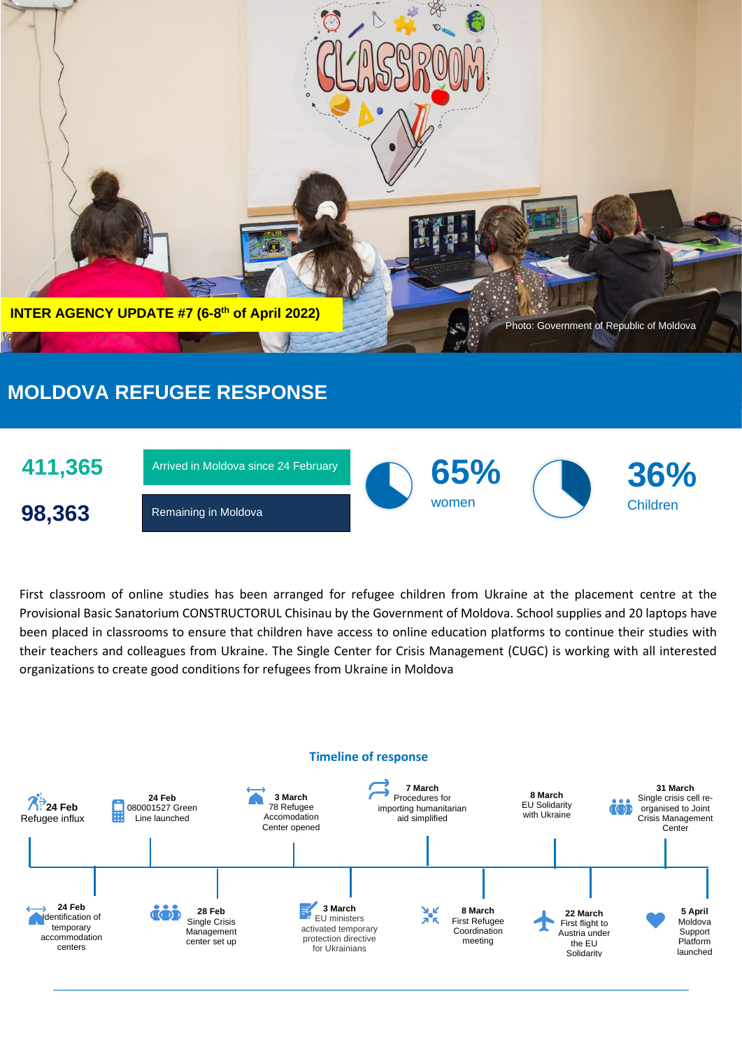**INTER AGENCY UPDATE #7 (6-8th of April 2022)**

Photo: Government of Republic of Moldova

# MOLDOVA REFUGEE RESPONSE

**411,365** Arrived in Moldova since 24 February

**98,363** Remaining in Moldova

**65%** women

**36%** Children

First classroom of online studies has been arranged for refugee children from Ukraine at the placement centre at the Provisional Basic Sanatorium CONSTRUCTORUL Chisinau by the Government of Moldova. School supplies and 20 laptops have been placed in classrooms to ensure that children have access to online education platforms to continue their studies with their teachers and colleagues from Ukraine. The Single Center for Crisis Management (CUGC) is working with all interested organizations to create good conditions for refugees from Ukraine in Moldova

## Timeline of response

- **24 Feb** Refugee influx
- **24 Feb** Identification of temporary accommodation centers
- **24 Feb** 080001527 Green Line launched
- **28 Feb** Single Crisis Management center set up
- **3 March** 78 Refugee Accomodation Center opened
- **3 March** EU ministers activated temporary protection directive for Ukrainians
- **7 March** Procedures for importing humanitarian aid simplified
- **8 March** First Refugee Coordination meeting
- **8 March** EU Solidarity with Ukraine
- **22 March** First flight to Austria under the EU Solidarity
- **31 March** Single crisis cell re-organised to Joint Crisis Management Center
- **5 April** Moldova Support Platform launched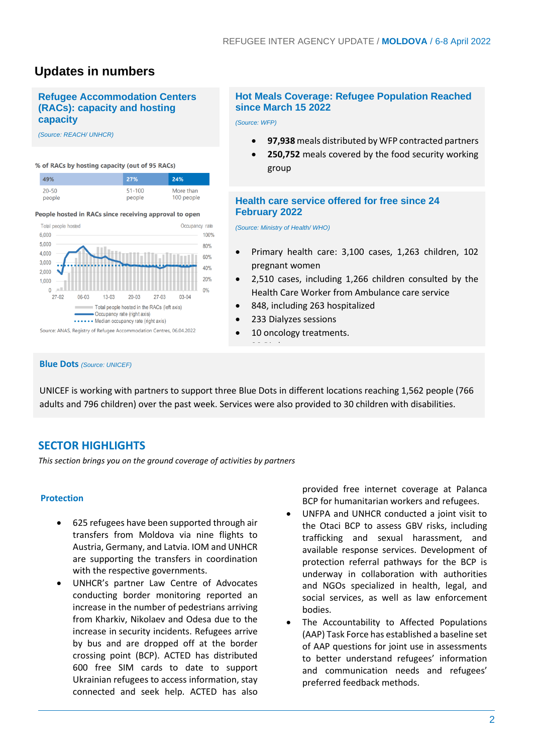# Updates in numbers

## Refugee Accommodation Centers (RACs): capacity and hosting capacity

*(Source: REACH/ UNHCR)*

**% of RACs by hosting capacity (out of 95 RACs)**

| 49% | 27% | 24% |
|---|---|---|
| 20-50 people | 51-100 people | More than 100 people |

**People hosted in RACs since receiving approval to open**

Total people hosted in the RACs (left axis)
Occupancy rate (right axis)
Median occupancy rate (right axis)

Source: ANAS, Registry of Refugee Accommodation Centres, 06.04.2022

## Hot Meals Coverage: Refugee Population Reached since March 15 2022

*(Source: WFP)*

- **97,938** meals distributed by WFP contracted partners
- **250,752** meals covered by the food security working group

## Health care service offered for free since 24 February 2022

*(Source: Ministry of Health/ WHO)*

- Primary health care: 3,100 cases, 1,263 children, 102 pregnant women
- 2,510 cases, including 1,266 children consulted by the Health Care Worker from Ambulance care service
- 848, including 263 hospitalized
- 233 Dialyzes sessions
- 10 oncology treatments.

## Blue Dots *(Source: UNICEF)*

UNICEF is working with partners to support three Blue Dots in different locations reaching 1,562 people (766 adults and 796 children) over the past week. Services were also provided to 30 children with disabilities.

# SECTOR HIGHLIGHTS

*This section brings you on the ground coverage of activities by partners*

## Protection

- 625 refugees have been supported through air transfers from Moldova via nine flights to Austria, Germany, and Latvia. IOM and UNHCR are supporting the transfers in coordination with the respective governments.
- UNHCR's partner Law Centre of Advocates conducting border monitoring reported an increase in the number of pedestrians arriving from Kharkiv, Nikolaev and Odesa due to the increase in security incidents. Refugees arrive by bus and are dropped off at the border crossing point (BCP). ACTED has distributed 600 free SIM cards to date to support Ukrainian refugees to access information, stay connected and seek help. ACTED has also provided free internet coverage at Palanca BCP for humanitarian workers and refugees.
- UNFPA and UNHCR conducted a joint visit to the Otaci BCP to assess GBV risks, including trafficking and sexual harassment, and available response services. Development of protection referral pathways for the BCP is underway in collaboration with authorities and NGOs specialized in health, legal, and social services, as well as law enforcement bodies.
- The Accountability to Affected Populations (AAP) Task Force has established a baseline set of AAP questions for joint use in assessments to better understand refugees' information and communication needs and refugees' preferred feedback methods.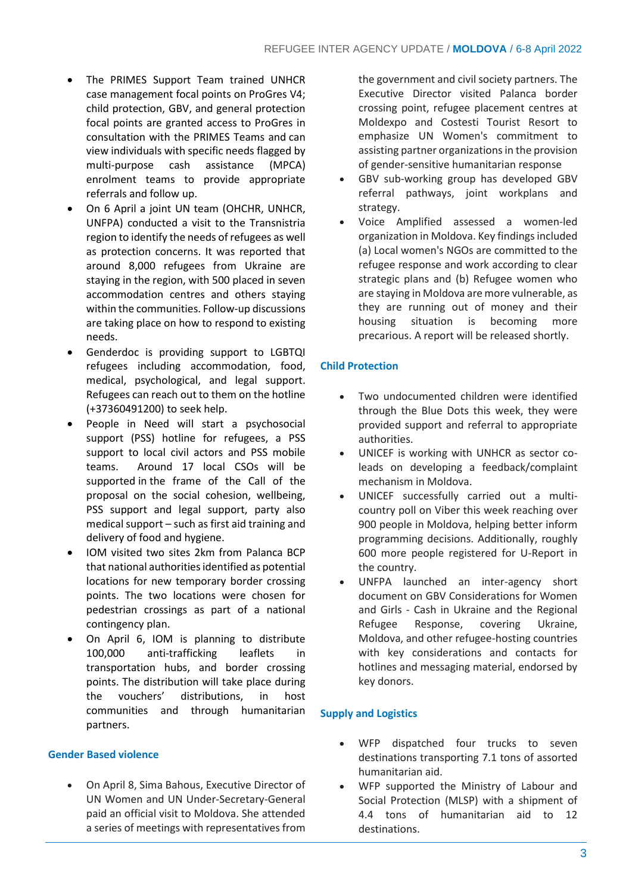- The PRIMES Support Team trained UNHCR case management focal points on ProGres V4; child protection, GBV, and general protection focal points are granted access to ProGres in consultation with the PRIMES Teams and can view individuals with specific needs flagged by multi-purpose cash assistance (MPCA) enrolment teams to provide appropriate referrals and follow up.
- On 6 April a joint UN team (OHCHR, UNHCR, UNFPA) conducted a visit to the Transnistria region to identify the needs of refugees as well as protection concerns. It was reported that around 8,000 refugees from Ukraine are staying in the region, with 500 placed in seven accommodation centres and others staying within the communities. Follow-up discussions are taking place on how to respond to existing needs.
- Genderdoc is providing support to LGBTQI refugees including accommodation, food, medical, psychological, and legal support. Refugees can reach out to them on the hotline (+37360491200) to seek help.
- People in Need will start a psychosocial support (PSS) hotline for refugees, a PSS support to local civil actors and PSS mobile teams. Around 17 local CSOs will be supported in the frame of the Call of the proposal on the social cohesion, wellbeing, PSS support and legal support, party also medical support – such as first aid training and delivery of food and hygiene.
- IOM visited two sites 2km from Palanca BCP that national authorities identified as potential locations for new temporary border crossing points. The two locations were chosen for pedestrian crossings as part of a national contingency plan.
- On April 6, IOM is planning to distribute 100,000 anti-trafficking leaflets in transportation hubs, and border crossing points. The distribution will take place during the vouchers' distributions, in host communities and through humanitarian partners.

## Gender Based violence

- On April 8, Sima Bahous, Executive Director of UN Women and UN Under-Secretary-General paid an official visit to Moldova. She attended a series of meetings with representatives from the government and civil society partners. The Executive Director visited Palanca border crossing point, refugee placement centres at Moldexpo and Costesti Tourist Resort to emphasize UN Women's commitment to assisting partner organizations in the provision of gender-sensitive humanitarian response
- GBV sub-working group has developed GBV referral pathways, joint workplans and strategy.
- Voice Amplified assessed a women-led organization in Moldova. Key findings included (a) Local women's NGOs are committed to the refugee response and work according to clear strategic plans and (b) Refugee women who are staying in Moldova are more vulnerable, as they are running out of money and their housing situation is becoming more precarious. A report will be released shortly.

## Child Protection

- Two undocumented children were identified through the Blue Dots this week, they were provided support and referral to appropriate authorities.
- UNICEF is working with UNHCR as sector co-leads on developing a feedback/complaint mechanism in Moldova.
- UNICEF successfully carried out a multi-country poll on Viber this week reaching over 900 people in Moldova, helping better inform programming decisions. Additionally, roughly 600 more people registered for U-Report in the country.
- UNFPA launched an inter-agency short document on GBV Considerations for Women and Girls - Cash in Ukraine and the Regional Refugee Response, covering Ukraine, Moldova, and other refugee-hosting countries with key considerations and contacts for hotlines and messaging material, endorsed by key donors.

## Supply and Logistics

- WFP dispatched four trucks to seven destinations transporting 7.1 tons of assorted humanitarian aid.
- WFP supported the Ministry of Labour and Social Protection (MLSP) with a shipment of 4.4 tons of humanitarian aid to 12 destinations.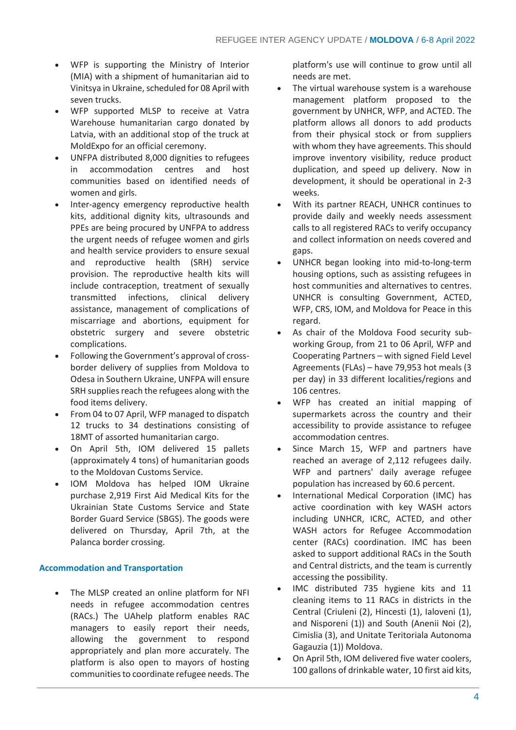- WFP is supporting the Ministry of Interior (MIA) with a shipment of humanitarian aid to Vinitsya in Ukraine, scheduled for 08 April with seven trucks.
- WFP supported MLSP to receive at Vatra Warehouse humanitarian cargo donated by Latvia, with an additional stop of the truck at MoldExpo for an official ceremony.
- UNFPA distributed 8,000 dignities to refugees in accommodation centres and host communities based on identified needs of women and girls.
- Inter-agency emergency reproductive health kits, additional dignity kits, ultrasounds and PPEs are being procured by UNFPA to address the urgent needs of refugee women and girls and health service providers to ensure sexual and reproductive health (SRH) service provision. The reproductive health kits will include contraception, treatment of sexually transmitted infections, clinical delivery assistance, management of complications of miscarriage and abortions, equipment for obstetric surgery and severe obstetric complications.
- Following the Government's approval of cross-border delivery of supplies from Moldova to Odesa in Southern Ukraine, UNFPA will ensure SRH supplies reach the refugees along with the food items delivery.
- From 04 to 07 April, WFP managed to dispatch 12 trucks to 34 destinations consisting of 18MT of assorted humanitarian cargo.
- On April 5th, IOM delivered 15 pallets (approximately 4 tons) of humanitarian goods to the Moldovan Customs Service.
- IOM Moldova has helped IOM Ukraine purchase 2,919 First Aid Medical Kits for the Ukrainian State Customs Service and State Border Guard Service (SBGS). The goods were delivered on Thursday, April 7th, at the Palanca border crossing.

### Accommodation and Transportation

- The MLSP created an online platform for NFI needs in refugee accommodation centres (RACs.) The UAhelp platform enables RAC managers to easily report their needs, allowing the government to respond appropriately and plan more accurately. The platform is also open to mayors of hosting communities to coordinate refugee needs. The platform's use will continue to grow until all needs are met.
- The virtual warehouse system is a warehouse management platform proposed to the government by UNHCR, WFP, and ACTED. The platform allows all donors to add products from their physical stock or from suppliers with whom they have agreements. This should improve inventory visibility, reduce product duplication, and speed up delivery. Now in development, it should be operational in 2-3 weeks.
- With its partner REACH, UNHCR continues to provide daily and weekly needs assessment calls to all registered RACs to verify occupancy and collect information on needs covered and gaps.
- UNHCR began looking into mid-to-long-term housing options, such as assisting refugees in host communities and alternatives to centres. UNHCR is consulting Government, ACTED, WFP, CRS, IOM, and Moldova for Peace in this regard.
- As chair of the Moldova Food security sub-working Group, from 21 to 06 April, WFP and Cooperating Partners – with signed Field Level Agreements (FLAs) – have 79,953 hot meals (3 per day) in 33 different localities/regions and 106 centres.
- WFP has created an initial mapping of supermarkets across the country and their accessibility to provide assistance to refugee accommodation centres.
- Since March 15, WFP and partners have reached an average of 2,112 refugees daily. WFP and partners' daily average refugee population has increased by 60.6 percent.
- International Medical Corporation (IMC) has active coordination with key WASH actors including UNHCR, ICRC, ACTED, and other WASH actors for Refugee Accommodation center (RACs) coordination. IMC has been asked to support additional RACs in the South and Central districts, and the team is currently accessing the possibility.
- IMC distributed 735 hygiene kits and 11 cleaning items to 11 RACs in districts in the Central (Criuleni (2), Hincesti (1), Ialoveni (1), and Nisporeni (1)) and South (Anenii Noi (2), Cimislia (3), and Unitate Teritoriala Autonoma Gagauzia (1)) Moldova.
- On April 5th, IOM delivered five water coolers, 100 gallons of drinkable water, 10 first aid kits,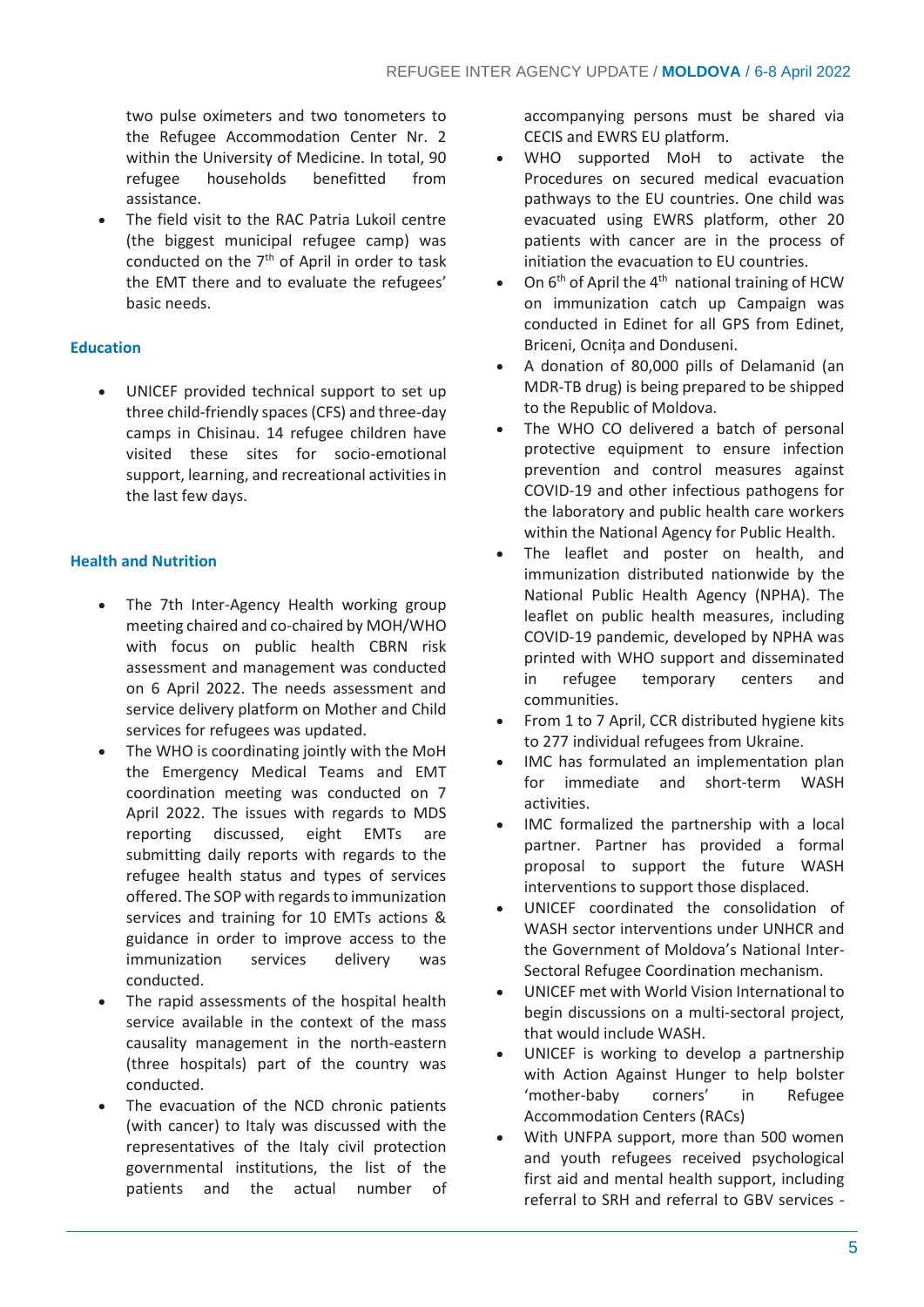two pulse oximeters and two tonometers to the Refugee Accommodation Center Nr. 2 within the University of Medicine. In total, 90 refugee households benefitted from assistance.

- The field visit to the RAC Patria Lukoil centre (the biggest municipal refugee camp) was conducted on the 7th of April in order to task the EMT there and to evaluate the refugees' basic needs.

### Education

- UNICEF provided technical support to set up three child-friendly spaces (CFS) and three-day camps in Chisinau. 14 refugee children have visited these sites for socio-emotional support, learning, and recreational activities in the last few days.

### Health and Nutrition

- The 7th Inter-Agency Health working group meeting chaired and co-chaired by MOH/WHO with focus on public health CBRN risk assessment and management was conducted on 6 April 2022. The needs assessment and service delivery platform on Mother and Child services for refugees was updated.
- The WHO is coordinating jointly with the MoH the Emergency Medical Teams and EMT coordination meeting was conducted on 7 April 2022. The issues with regards to MDS reporting discussed, eight EMTs are submitting daily reports with regards to the refugee health status and types of services offered. The SOP with regards to immunization services and training for 10 EMTs actions & guidance in order to improve access to the immunization services delivery was conducted.
- The rapid assessments of the hospital health service available in the context of the mass causality management in the north-eastern (three hospitals) part of the country was conducted.
- The evacuation of the NCD chronic patients (with cancer) to Italy was discussed with the representatives of the Italy civil protection governmental institutions, the list of the patients and the actual number of accompanying persons must be shared via CECIS and EWRS EU platform.
- WHO supported MoH to activate the Procedures on secured medical evacuation pathways to the EU countries. One child was evacuated using EWRS platform, other 20 patients with cancer are in the process of initiation the evacuation to EU countries.
- On 6th of April the 4th national training of HCW on immunization catch up Campaign was conducted in Edinet for all GPS from Edinet, Briceni, Ocnița and Donduseni.
- A donation of 80,000 pills of Delamanid (an MDR-TB drug) is being prepared to be shipped to the Republic of Moldova.
- The WHO CO delivered a batch of personal protective equipment to ensure infection prevention and control measures against COVID-19 and other infectious pathogens for the laboratory and public health care workers within the National Agency for Public Health.
- The leaflet and poster on health, and immunization distributed nationwide by the National Public Health Agency (NPHA). The leaflet on public health measures, including COVID-19 pandemic, developed by NPHA was printed with WHO support and disseminated in refugee temporary centers and communities.
- From 1 to 7 April, CCR distributed hygiene kits to 277 individual refugees from Ukraine.
- IMC has formulated an implementation plan for immediate and short-term WASH activities.
- IMC formalized the partnership with a local partner. Partner has provided a formal proposal to support the future WASH interventions to support those displaced.
- UNICEF coordinated the consolidation of WASH sector interventions under UNHCR and the Government of Moldova's National Inter-Sectoral Refugee Coordination mechanism.
- UNICEF met with World Vision International to begin discussions on a multi-sectoral project, that would include WASH.
- UNICEF is working to develop a partnership with Action Against Hunger to help bolster 'mother-baby corners' in Refugee Accommodation Centers (RACs)
- With UNFPA support, more than 500 women and youth refugees received psychological first aid and mental health support, including referral to SRH and referral to GBV services -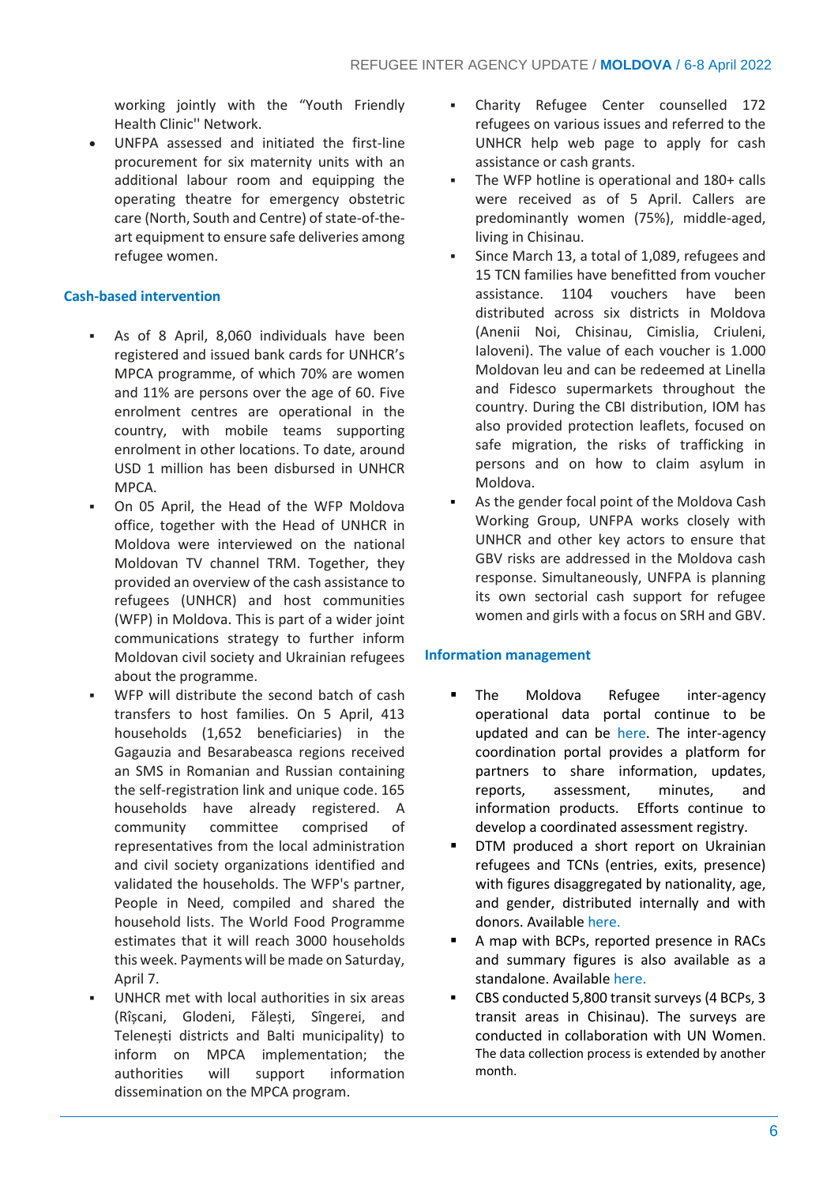working jointly with the "Youth Friendly Health Clinic'' Network.

- UNFPA assessed and initiated the first-line procurement for six maternity units with an additional labour room and equipping the operating theatre for emergency obstetric care (North, South and Centre) of state-of-the-art equipment to ensure safe deliveries among refugee women.

### Cash-based intervention

- As of 8 April, 8,060 individuals have been registered and issued bank cards for UNHCR's MPCA programme, of which 70% are women and 11% are persons over the age of 60. Five enrolment centres are operational in the country, with mobile teams supporting enrolment in other locations. To date, around USD 1 million has been disbursed in UNHCR MPCA.
- On 05 April, the Head of the WFP Moldova office, together with the Head of UNHCR in Moldova were interviewed on the national Moldovan TV channel TRM. Together, they provided an overview of the cash assistance to refugees (UNHCR) and host communities (WFP) in Moldova. This is part of a wider joint communications strategy to further inform Moldovan civil society and Ukrainian refugees about the programme.
- WFP will distribute the second batch of cash transfers to host families. On 5 April, 413 households (1,652 beneficiaries) in the Gagauzia and Besarabeasca regions received an SMS in Romanian and Russian containing the self-registration link and unique code. 165 households have already registered. A community committee comprised of representatives from the local administration and civil society organizations identified and validated the households. The WFP's partner, People in Need, compiled and shared the household lists. The World Food Programme estimates that it will reach 3000 households this week. Payments will be made on Saturday, April 7.
- UNHCR met with local authorities in six areas (Rîșcani, Glodeni, Fălești, Sîngerei, and Telenești districts and Balti municipality) to inform on MPCA implementation; the authorities will support information dissemination on the MPCA program.
- Charity Refugee Center counselled 172 refugees on various issues and referred to the UNHCR help web page to apply for cash assistance or cash grants.
- The WFP hotline is operational and 180+ calls were received as of 5 April. Callers are predominantly women (75%), middle-aged, living in Chisinau.
- Since March 13, a total of 1,089, refugees and 15 TCN families have benefitted from voucher assistance. 1104 vouchers have been distributed across six districts in Moldova (Anenii Noi, Chisinau, Cimislia, Criuleni, Ialoveni). The value of each voucher is 1.000 Moldovan leu and can be redeemed at Linella and Fidesco supermarkets throughout the country. During the CBI distribution, IOM has also provided protection leaflets, focused on safe migration, the risks of trafficking in persons and on how to claim asylum in Moldova.
- As the gender focal point of the Moldova Cash Working Group, UNFPA works closely with UNHCR and other key actors to ensure that GBV risks are addressed in the Moldova cash response. Simultaneously, UNFPA is planning its own sectorial cash support for refugee women and girls with a focus on SRH and GBV.

### Information management

- The Moldova Refugee inter-agency operational data portal continue to be updated and can be here. The inter-agency coordination portal provides a platform for partners to share information, updates, reports, assessment, minutes, and information products. Efforts continue to develop a coordinated assessment registry.
- DTM produced a short report on Ukrainian refugees and TCNs (entries, exits, presence) with figures disaggregated by nationality, age, and gender, distributed internally and with donors. Available here.
- A map with BCPs, reported presence in RACs and summary figures is also available as a standalone. Available here.
- CBS conducted 5,800 transit surveys (4 BCPs, 3 transit areas in Chisinau). The surveys are conducted in collaboration with UN Women. The data collection process is extended by another month.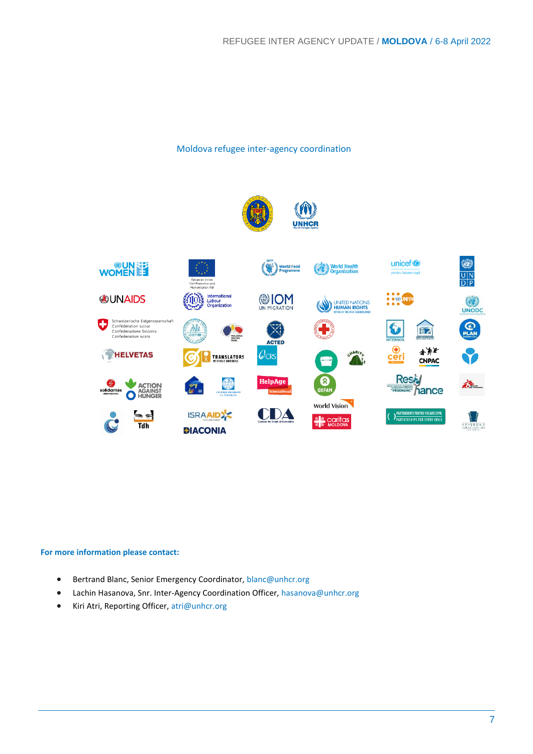Moldova refugee inter-agency coordination

**For more information please contact:**

- Bertrand Blanc, Senior Emergency Coordinator, blanc@unhcr.org
- Lachin Hasanova, Snr. Inter-Agency Coordination Officer, hasanova@unhcr.org
- Kiri Atri, Reporting Officer, atri@unhcr.org